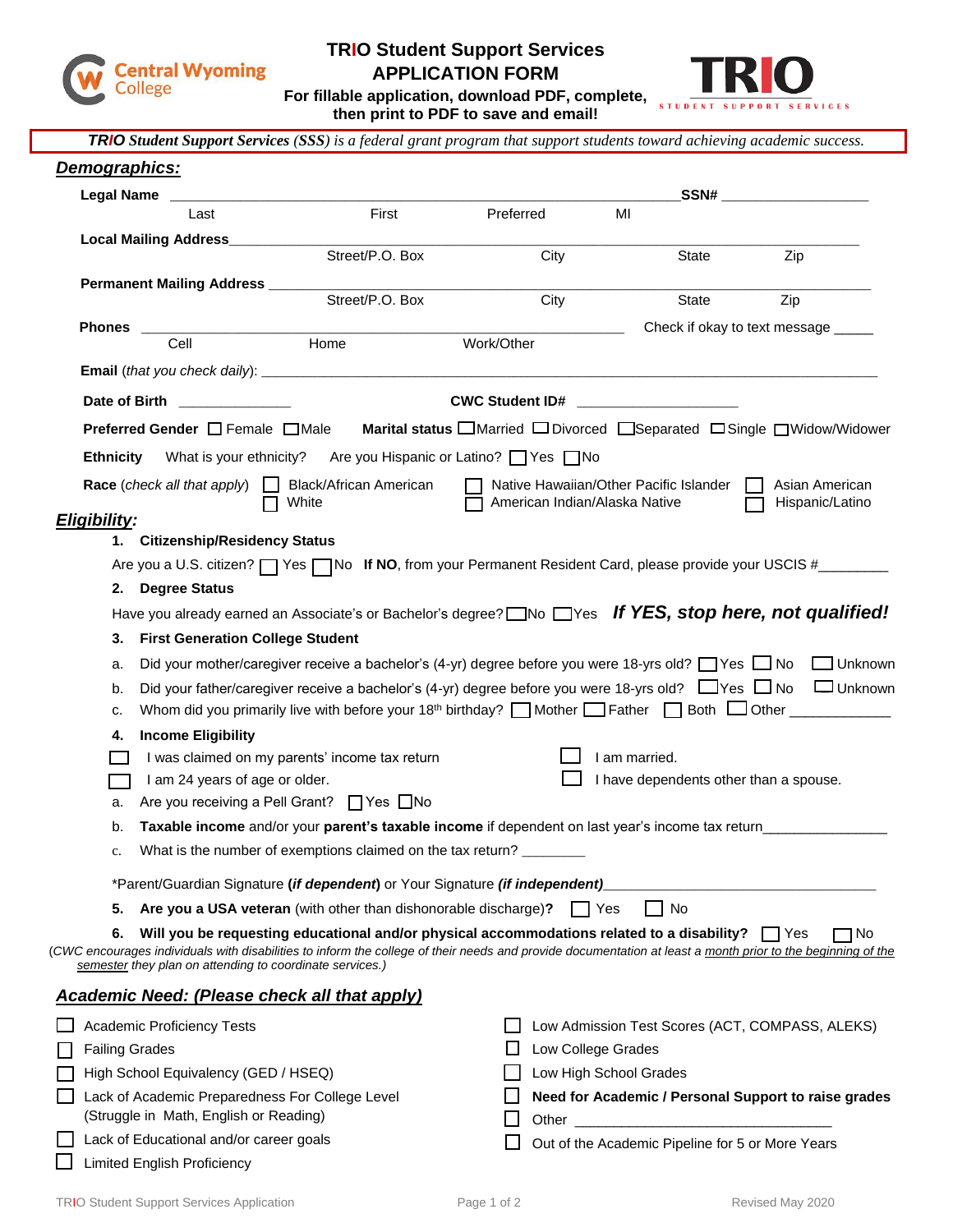Central Wyoming College

# TRIO Student Support Services APPLICATION FORM

**For fillable application, download PDF, complete, then print to PDF to save and email!**

TRIO STUDENT SUPPORT SERVICES

***TRIO Student Support Services** (SSS) is a federal grant program that support students toward achieving academic success.*

## *Demographics:*

**Legal Name** ______________________________________________ **SSN#** __________________
Last First Preferred MI

**Local Mailing Address**______________________________________________________________
Street/P.O. Box City State Zip

**Permanent Mailing Address** __________________________________________________________
Street/P.O. Box City State Zip

**Phones** ____________________________________________ Check if okay to text message _____
Cell Home Work/Other

**Email** (*that you check daily*): ____________________________________________________________

**Date of Birth** ______________ **CWC Student ID#** ____________________

**Preferred Gender** ☐ Female ☐ Male **Marital status** ☐ Married ☐ Divorced ☐ Separated ☐ Single ☐ Widow/Widower

**Ethnicity** What is your ethnicity? Are you Hispanic or Latino? ☐ Yes ☐ No

**Race** (*check all that apply*) ☐ Black/African American ☐ White ☐ Native Hawaiian/Other Pacific Islander ☐ American Indian/Alaska Native ☐ Asian American ☐ Hispanic/Latino

## *Eligibility:*

1. **Citizenship/Residency Status**

   Are you a U.S. citizen? ☐ Yes ☐ No **If NO**, from your Permanent Resident Card, please provide your USCIS #_________

2. **Degree Status**

   Have you already earned an Associate's or Bachelor's degree? ☐ No ☐ Yes ***If YES, stop here, not qualified!***

3. **First Generation College Student**

   a. Did your mother/caregiver receive a bachelor's (4-yr) degree before you were 18-yrs old? ☐ Yes ☐ No ☐ Unknown
   b. Did your father/caregiver receive a bachelor's (4-yr) degree before you were 18-yrs old? ☐ Yes ☐ No ☐ Unknown
   c. Whom did you primarily live with before your 18th birthday? ☐ Mother ☐ Father ☐ Both ☐ Other _____________

4. **Income Eligibility**

   ☐ I was claimed on my parents' income tax return
   ☐ I am 24 years of age or older.
   ☐ I am married.
   ☐ I have dependents other than a spouse.

   a. Are you receiving a Pell Grant? ☐ Yes ☐ No
   b. **Taxable income** and/or your **parent's taxable income** if dependent on last year's income tax return_______________
   c. What is the number of exemptions claimed on the tax return? ________

   *Parent/Guardian Signature **(*if dependent*)** or Your Signature ***(if independent)***__________________________________

5. **Are you a USA veteran** (with other than dishonorable discharge)**?** ☐ Yes ☐ No

6. **Will you be requesting educational and/or physical accommodations related to a disability?** ☐ Yes ☐ No

*(CWC encourages individuals with disabilities to inform the college of their needs and provide documentation at least a <u>month prior to the beginning of the semester</u> they plan on attending to coordinate services.)*

## *Academic Need: (Please check all that apply)*

☐ Academic Proficiency Tests
☐ Failing Grades
☐ High School Equivalency (GED / HSEQ)
☐ Lack of Academic Preparedness For College Level (Struggle in Math, English or Reading)
☐ Lack of Educational and/or career goals
☐ Limited English Proficiency
☐ Low Admission Test Scores (ACT, COMPASS, ALEKS)
☐ Low College Grades
☐ Low High School Grades
☐ **Need for Academic / Personal Support to raise grades**
☐ Other _________________________________
☐ Out of the Academic Pipeline for 5 or More Years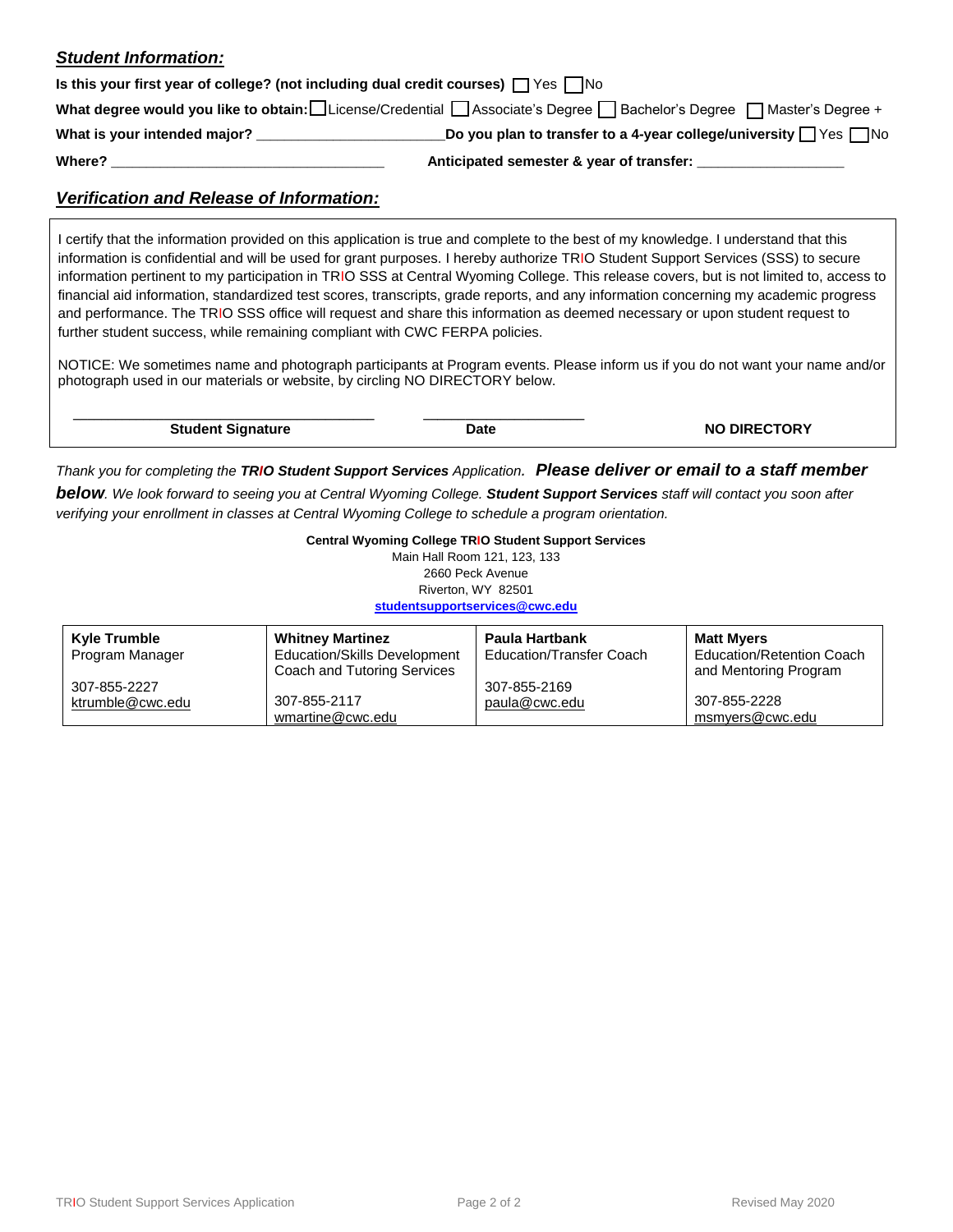## *Student Information:*

**Is this your first year of college? (not including dual credit courses)** ☐ Yes ☐ No

**What degree would you like to obtain:** ☐ License/Credential ☐ Associate's Degree ☐ Bachelor's Degree ☐ Master's Degree +

**What is your intended major?** ________________________ **Do you plan to transfer to a 4-year college/university** ☐ Yes ☐ No

**Where?** ____________________________________ **Anticipated semester & year of transfer:** ___________________

## *Verification and Release of Information:*

I certify that the information provided on this application is true and complete to the best of my knowledge. I understand that this information is confidential and will be used for grant purposes. I hereby authorize TRIO Student Support Services (SSS) to secure information pertinent to my participation in TRIO SSS at Central Wyoming College. This release covers, but is not limited to, access to financial aid information, standardized test scores, transcripts, grade reports, and any information concerning my academic progress and performance. The TRIO SSS office will request and share this information as deemed necessary or upon student request to further student success, while remaining compliant with CWC FERPA policies.

NOTICE: We sometimes name and photograph participants at Program events. Please inform us if you do not want your name and/or photograph used in our materials or website, by circling NO DIRECTORY below.

______________________________________ ____________________

**Student Signature** **Date** **NO DIRECTORY**

*Thank you for completing the **TRIO Student Support Services** Application.* ***Please deliver or email to a staff member below****. We look forward to seeing you at Central Wyoming College.* ***Student Support Services*** *staff will contact you soon after verifying your enrollment in classes at Central Wyoming College to schedule a program orientation.*

**Central Wyoming College TRIO Student Support Services**
Main Hall Room 121, 123, 133
2660 Peck Avenue
Riverton, WY 82501
**studentsupportservices@cwc.edu**

| | | | |
|---|---|---|---|
| **Kyle Trumble**<br>Program Manager<br><br>307-855-2227<br>ktrumble@cwc.edu | **Whitney Martinez**<br>Education/Skills Development Coach and Tutoring Services<br><br>307-855-2117<br>wmartine@cwc.edu | **Paula Hartbank**<br>Education/Transfer Coach<br><br>307-855-2169<br>paula@cwc.edu | **Matt Myers**<br>Education/Retention Coach and Mentoring Program<br><br>307-855-2228<br>msmyers@cwc.edu |